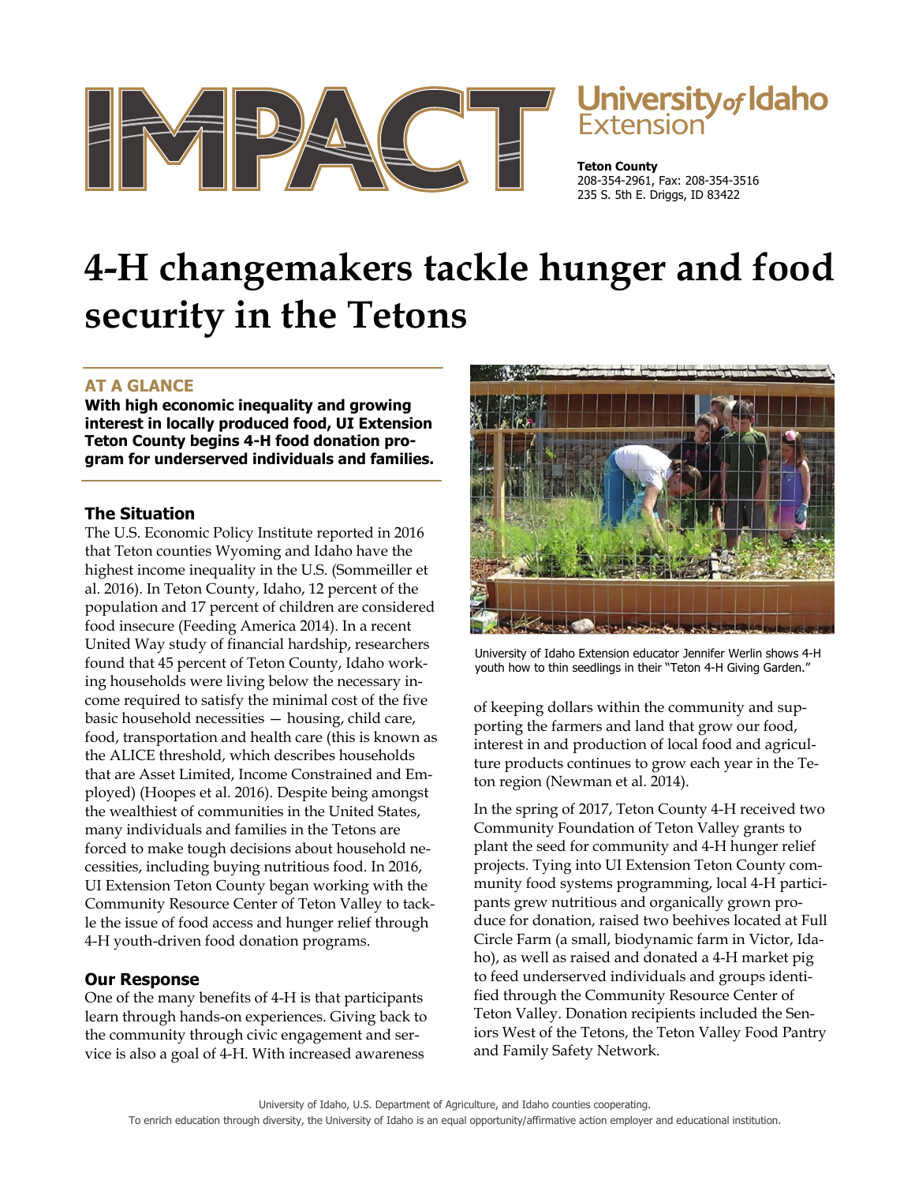# IMPACT

University *of* Idaho Extension

**Teton County**
208-354-2961, Fax: 208-354-3516
235 S. 5th E. Driggs, ID 83422

# 4-H changemakers tackle hunger and food security in the Tetons

## AT A GLANCE

**With high economic inequality and growing interest in locally produced food, UI Extension Teton County begins 4-H food donation program for underserved individuals and families.**

## The Situation

The U.S. Economic Policy Institute reported in 2016 that Teton counties Wyoming and Idaho have the highest income inequality in the U.S. (Sommeiller et al. 2016). In Teton County, Idaho, 12 percent of the population and 17 percent of children are considered food insecure (Feeding America 2014). In a recent United Way study of financial hardship, researchers found that 45 percent of Teton County, Idaho working households were living below the necessary income required to satisfy the minimal cost of the five basic household necessities — housing, child care, food, transportation and health care (this is known as the ALICE threshold, which describes households that are Asset Limited, Income Constrained and Employed) (Hoopes et al. 2016). Despite being amongst the wealthiest of communities in the United States, many individuals and families in the Tetons are forced to make tough decisions about household necessities, including buying nutritious food. In 2016, UI Extension Teton County began working with the Community Resource Center of Teton Valley to tackle the issue of food access and hunger relief through 4-H youth-driven food donation programs.

## Our Response

One of the many benefits of 4-H is that participants learn through hands-on experiences. Giving back to the community through civic engagement and service is also a goal of 4-H. With increased awareness of keeping dollars within the community and supporting the farmers and land that grow our food, interest in and production of local food and agriculture products continues to grow each year in the Teton region (Newman et al. 2014).

University of Idaho Extension educator Jennifer Werlin shows 4-H youth how to thin seedlings in their "Teton 4-H Giving Garden."

In the spring of 2017, Teton County 4-H received two Community Foundation of Teton Valley grants to plant the seed for community and 4-H hunger relief projects. Tying into UI Extension Teton County community food systems programming, local 4-H participants grew nutritious and organically grown produce for donation, raised two beehives located at Full Circle Farm (a small, biodynamic farm in Victor, Idaho), as well as raised and donated a 4-H market pig to feed underserved individuals and groups identified through the Community Resource Center of Teton Valley. Donation recipients included the Seniors West of the Tetons, the Teton Valley Food Pantry and Family Safety Network.

University of Idaho, U.S. Department of Agriculture, and Idaho counties cooperating.
To enrich education through diversity, the University of Idaho is an equal opportunity/affirmative action employer and educational institution.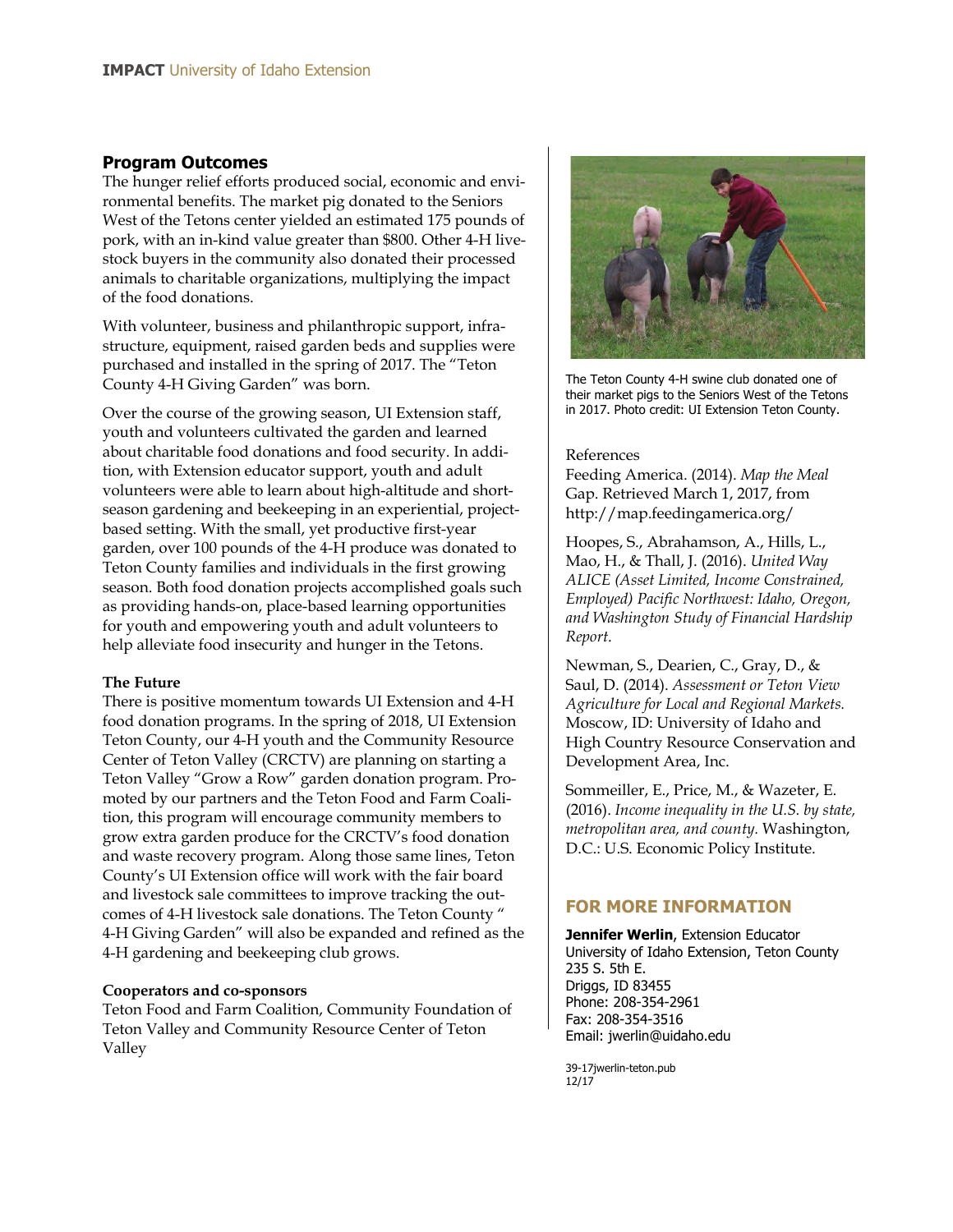## Program Outcomes

The hunger relief efforts produced social, economic and environmental benefits. The market pig donated to the Seniors West of the Tetons center yielded an estimated 175 pounds of pork, with an in-kind value greater than $800. Other 4-H livestock buyers in the community also donated their processed animals to charitable organizations, multiplying the impact of the food donations.

With volunteer, business and philanthropic support, infrastructure, equipment, raised garden beds and supplies were purchased and installed in the spring of 2017. The "Teton County 4-H Giving Garden" was born.

Over the course of the growing season, UI Extension staff, youth and volunteers cultivated the garden and learned about charitable food donations and food security. In addition, with Extension educator support, youth and adult volunteers were able to learn about high-altitude and short-season gardening and beekeeping in an experiential, project-based setting. With the small, yet productive first-year garden, over 100 pounds of the 4-H produce was donated to Teton County families and individuals in the first growing season. Both food donation projects accomplished goals such as providing hands-on, place-based learning opportunities for youth and empowering youth and adult volunteers to help alleviate food insecurity and hunger in the Tetons.

**The Future**

There is positive momentum towards UI Extension and 4-H food donation programs. In the spring of 2018, UI Extension Teton County, our 4-H youth and the Community Resource Center of Teton Valley (CRCTV) are planning on starting a Teton Valley "Grow a Row" garden donation program. Promoted by our partners and the Teton Food and Farm Coalition, this program will encourage community members to grow extra garden produce for the CRCTV's food donation and waste recovery program. Along those same lines, Teton County's UI Extension office will work with the fair board and livestock sale committees to improve tracking the outcomes of 4-H livestock sale donations. The Teton County " 4-H Giving Garden" will also be expanded and refined as the 4-H gardening and beekeeping club grows.

**Cooperators and co-sponsors**

Teton Food and Farm Coalition, Community Foundation of Teton Valley and Community Resource Center of Teton Valley

The Teton County 4-H swine club donated one of their market pigs to the Seniors West of the Tetons in 2017. Photo credit: UI Extension Teton County.

References

Feeding America. (2014). *Map the Meal* Gap. Retrieved March 1, 2017, from http://map.feedingamerica.org/

Hoopes, S., Abrahamson, A., Hills, L., Mao, H., & Thall, J. (2016). *United Way ALICE (Asset Limited, Income Constrained, Employed) Pacific Northwest: Idaho, Oregon, and Washington Study of Financial Hardship Report.*

Newman, S., Dearien, C., Gray, D., & Saul, D. (2014). *Assessment or Teton View Agriculture for Local and Regional Markets.* Moscow, ID: University of Idaho and High Country Resource Conservation and Development Area, Inc.

Sommeiller, E., Price, M., & Wazeter, E. (2016). *Income inequality in the U.S. by state, metropolitan area, and county.* Washington, D.C.: U.S. Economic Policy Institute.

## FOR MORE INFORMATION

**Jennifer Werlin**, Extension Educator
University of Idaho Extension, Teton County
235 S. 5th E.
Driggs, ID 83455
Phone: 208-354-2961
Fax: 208-354-3516
Email: jwerlin@uidaho.edu

39-17jwerlin-teton.pub
12/17